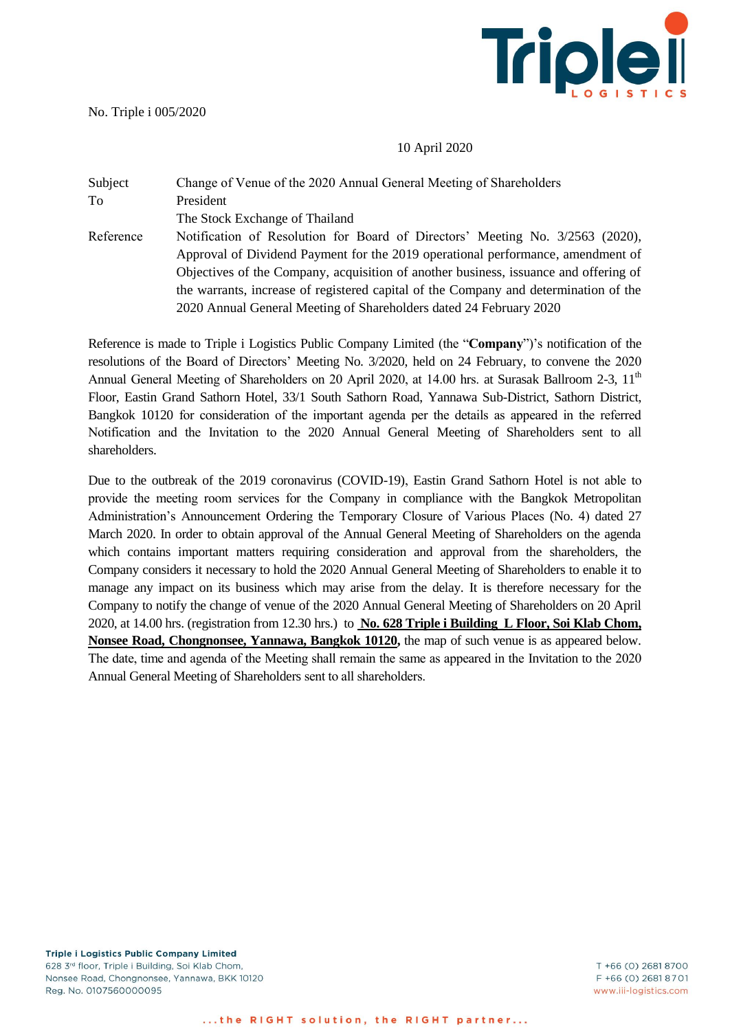No. Triple i 005/2020

10 April 2020

| | |
|---|---|
| Subject | Change of Venue of the 2020 Annual General Meeting of Shareholders |
| To | President |
| | The Stock Exchange of Thailand |
| Reference | Notification of Resolution for Board of Directors' Meeting No. 3/2563 (2020), Approval of Dividend Payment for the 2019 operational performance, amendment of Objectives of the Company, acquisition of another business, issuance and offering of the warrants, increase of registered capital of the Company and determination of the 2020 Annual General Meeting of Shareholders dated 24 February 2020 |

Reference is made to Triple i Logistics Public Company Limited (the "**Company**")'s notification of the resolutions of the Board of Directors' Meeting No. 3/2020, held on 24 February, to convene the 2020 Annual General Meeting of Shareholders on 20 April 2020, at 14.00 hrs. at Surasak Ballroom 2-3, 11th Floor, Eastin Grand Sathorn Hotel, 33/1 South Sathorn Road, Yannawa Sub-District, Sathorn District, Bangkok 10120 for consideration of the important agenda per the details as appeared in the referred Notification and the Invitation to the 2020 Annual General Meeting of Shareholders sent to all shareholders.

Due to the outbreak of the 2019 coronavirus (COVID-19), Eastin Grand Sathorn Hotel is not able to provide the meeting room services for the Company in compliance with the Bangkok Metropolitan Administration's Announcement Ordering the Temporary Closure of Various Places (No. 4) dated 27 March 2020. In order to obtain approval of the Annual General Meeting of Shareholders on the agenda which contains important matters requiring consideration and approval from the shareholders, the Company considers it necessary to hold the 2020 Annual General Meeting of Shareholders to enable it to manage any impact on its business which may arise from the delay. It is therefore necessary for the Company to notify the change of venue of the 2020 Annual General Meeting of Shareholders on 20 April 2020, at 14.00 hrs. (registration from 12.30 hrs.) to **No. 628 Triple i Building L Floor, Soi Klab Chom, Nonsee Road, Chongnonsee, Yannawa, Bangkok 10120,** the map of such venue is as appeared below. The date, time and agenda of the Meeting shall remain the same as appeared in the Invitation to the 2020 Annual General Meeting of Shareholders sent to all shareholders.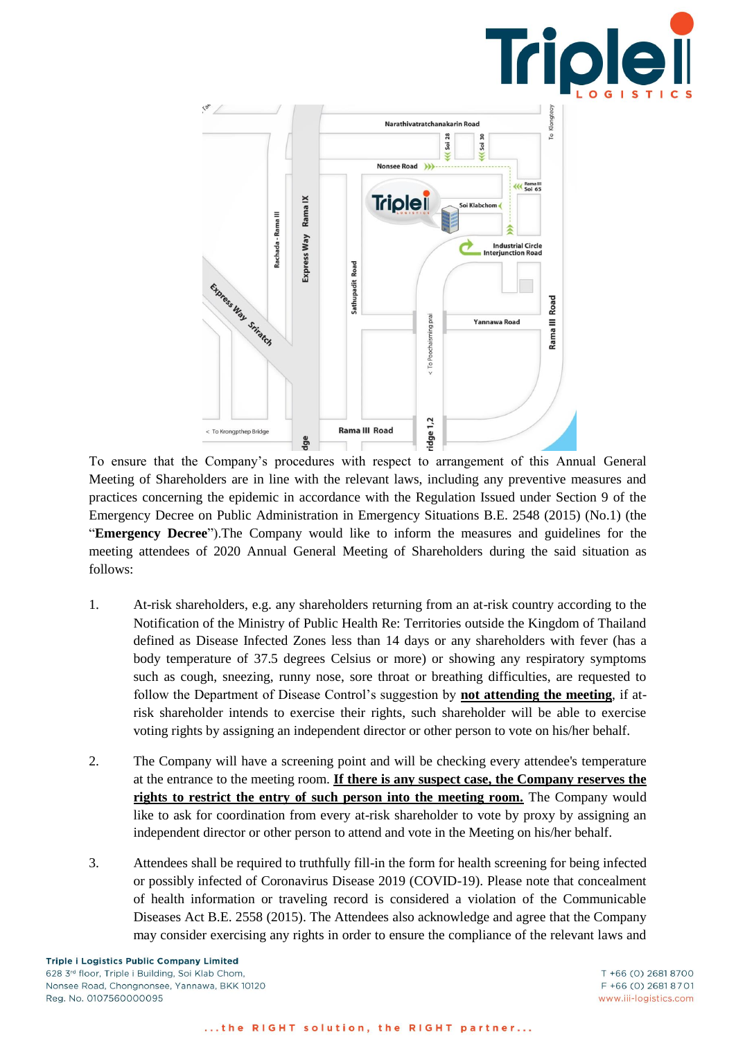To ensure that the Company's procedures with respect to arrangement of this Annual General Meeting of Shareholders are in line with the relevant laws, including any preventive measures and practices concerning the epidemic in accordance with the Regulation Issued under Section 9 of the Emergency Decree on Public Administration in Emergency Situations B.E. 2548 (2015) (No.1) (the "**Emergency Decree**").The Company would like to inform the measures and guidelines for the meeting attendees of 2020 Annual General Meeting of Shareholders during the said situation as follows:

1. At-risk shareholders, e.g. any shareholders returning from an at-risk country according to the Notification of the Ministry of Public Health Re: Territories outside the Kingdom of Thailand defined as Disease Infected Zones less than 14 days or any shareholders with fever (has a body temperature of 37.5 degrees Celsius or more) or showing any respiratory symptoms such as cough, sneezing, runny nose, sore throat or breathing difficulties, are requested to follow the Department of Disease Control's suggestion by **not attending the meeting**, if at-risk shareholder intends to exercise their rights, such shareholder will be able to exercise voting rights by assigning an independent director or other person to vote on his/her behalf.

2. The Company will have a screening point and will be checking every attendee's temperature at the entrance to the meeting room. **If there is any suspect case, the Company reserves the rights to restrict the entry of such person into the meeting room.** The Company would like to ask for coordination from every at-risk shareholder to vote by proxy by assigning an independent director or other person to attend and vote in the Meeting on his/her behalf.

3. Attendees shall be required to truthfully fill-in the form for health screening for being infected or possibly infected of Coronavirus Disease 2019 (COVID-19). Please note that concealment of health information or traveling record is considered a violation of the Communicable Diseases Act B.E. 2558 (2015). The Attendees also acknowledge and agree that the Company may consider exercising any rights in order to ensure the compliance of the relevant laws and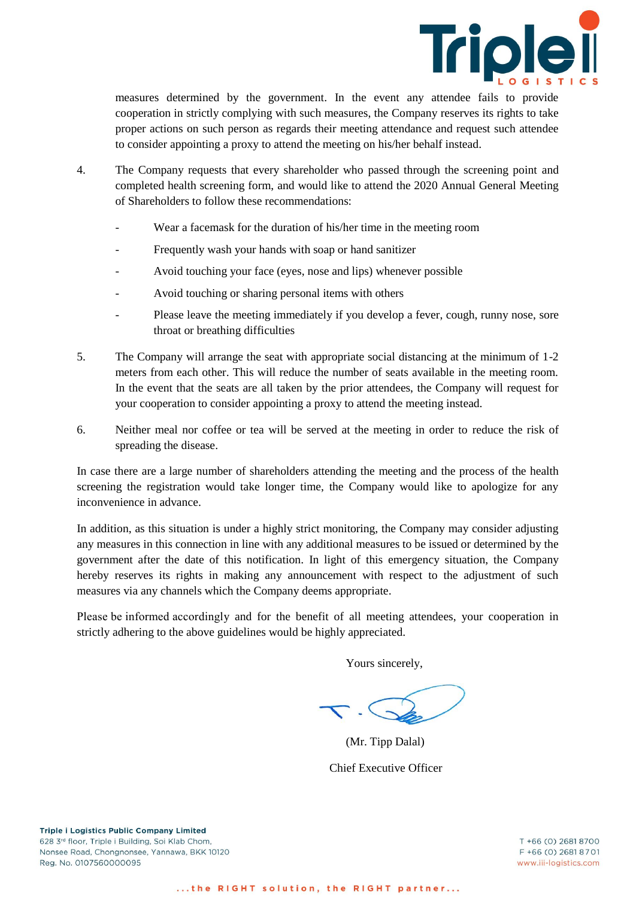measures determined by the government. In the event any attendee fails to provide cooperation in strictly complying with such measures, the Company reserves its rights to take proper actions on such person as regards their meeting attendance and request such attendee to consider appointing a proxy to attend the meeting on his/her behalf instead.

4. The Company requests that every shareholder who passed through the screening point and completed health screening form, and would like to attend the 2020 Annual General Meeting of Shareholders to follow these recommendations:

   - Wear a facemask for the duration of his/her time in the meeting room
   - Frequently wash your hands with soap or hand sanitizer
   - Avoid touching your face (eyes, nose and lips) whenever possible
   - Avoid touching or sharing personal items with others
   - Please leave the meeting immediately if you develop a fever, cough, runny nose, sore throat or breathing difficulties

5. The Company will arrange the seat with appropriate social distancing at the minimum of 1-2 meters from each other. This will reduce the number of seats available in the meeting room. In the event that the seats are all taken by the prior attendees, the Company will request for your cooperation to consider appointing a proxy to attend the meeting instead.

6. Neither meal nor coffee or tea will be served at the meeting in order to reduce the risk of spreading the disease.

In case there are a large number of shareholders attending the meeting and the process of the health screening the registration would take longer time, the Company would like to apologize for any inconvenience in advance.

In addition, as this situation is under a highly strict monitoring, the Company may consider adjusting any measures in this connection in line with any additional measures to be issued or determined by the government after the date of this notification. In light of this emergency situation, the Company hereby reserves its rights in making any announcement with respect to the adjustment of such measures via any channels which the Company deems appropriate.

Please be informed accordingly and for the benefit of all meeting attendees, your cooperation in strictly adhering to the above guidelines would be highly appreciated.

Yours sincerely,

(Mr. Tipp Dalal)

Chief Executive Officer